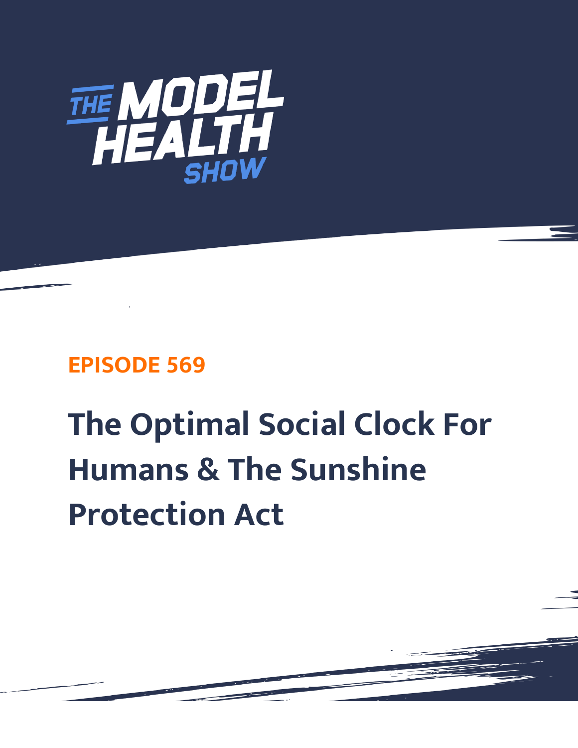# THE MODEL HEALTH SHOW

**EPISODE 569**

# The Optimal Social Clock For Humans & The Sunshine Protection Act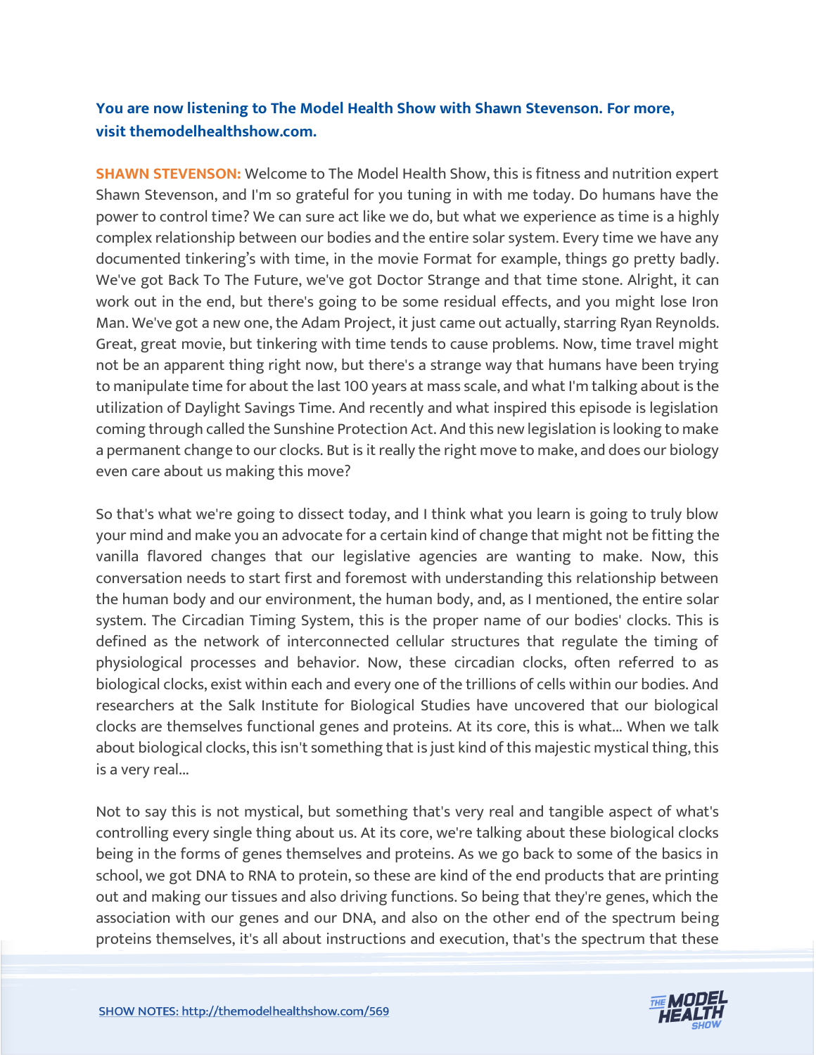**You are now listening to The Model Health Show with Shawn Stevenson. For more, visit themodelhealthshow.com.**

**SHAWN STEVENSON:** Welcome to The Model Health Show, this is fitness and nutrition expert Shawn Stevenson, and I'm so grateful for you tuning in with me today. Do humans have the power to control time? We can sure act like we do, but what we experience as time is a highly complex relationship between our bodies and the entire solar system. Every time we have any documented tinkering's with time, in the movie Format for example, things go pretty badly. We've got Back To The Future, we've got Doctor Strange and that time stone. Alright, it can work out in the end, but there's going to be some residual effects, and you might lose Iron Man. We've got a new one, the Adam Project, it just came out actually, starring Ryan Reynolds. Great, great movie, but tinkering with time tends to cause problems. Now, time travel might not be an apparent thing right now, but there's a strange way that humans have been trying to manipulate time for about the last 100 years at mass scale, and what I'm talking about is the utilization of Daylight Savings Time. And recently and what inspired this episode is legislation coming through called the Sunshine Protection Act. And this new legislation is looking to make a permanent change to our clocks. But is it really the right move to make, and does our biology even care about us making this move?

So that's what we're going to dissect today, and I think what you learn is going to truly blow your mind and make you an advocate for a certain kind of change that might not be fitting the vanilla flavored changes that our legislative agencies are wanting to make. Now, this conversation needs to start first and foremost with understanding this relationship between the human body and our environment, the human body, and, as I mentioned, the entire solar system. The Circadian Timing System, this is the proper name of our bodies' clocks. This is defined as the network of interconnected cellular structures that regulate the timing of physiological processes and behavior. Now, these circadian clocks, often referred to as biological clocks, exist within each and every one of the trillions of cells within our bodies. And researchers at the Salk Institute for Biological Studies have uncovered that our biological clocks are themselves functional genes and proteins. At its core, this is what... When we talk about biological clocks, this isn't something that is just kind of this majestic mystical thing, this is a very real...

Not to say this is not mystical, but something that's very real and tangible aspect of what's controlling every single thing about us. At its core, we're talking about these biological clocks being in the forms of genes themselves and proteins. As we go back to some of the basics in school, we got DNA to RNA to protein, so these are kind of the end products that are printing out and making our tissues and also driving functions. So being that they're genes, which the association with our genes and our DNA, and also on the other end of the spectrum being proteins themselves, it's all about instructions and execution, that's the spectrum that these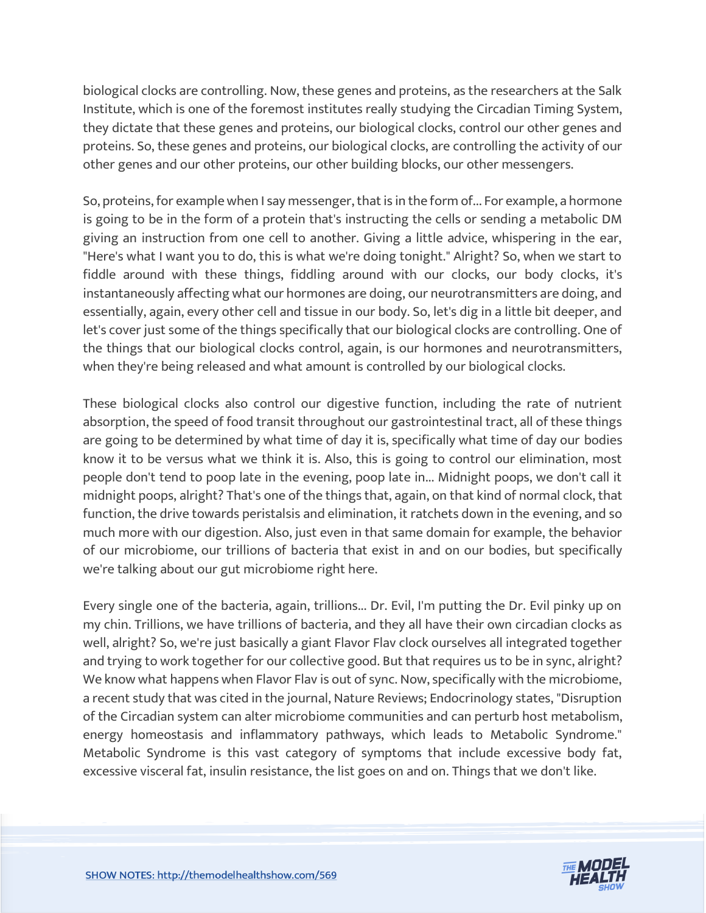biological clocks are controlling. Now, these genes and proteins, as the researchers at the Salk Institute, which is one of the foremost institutes really studying the Circadian Timing System, they dictate that these genes and proteins, our biological clocks, control our other genes and proteins. So, these genes and proteins, our biological clocks, are controlling the activity of our other genes and our other proteins, our other building blocks, our other messengers.

So, proteins, for example when I say messenger, that is in the form of... For example, a hormone is going to be in the form of a protein that's instructing the cells or sending a metabolic DM giving an instruction from one cell to another. Giving a little advice, whispering in the ear, "Here's what I want you to do, this is what we're doing tonight." Alright? So, when we start to fiddle around with these things, fiddling around with our clocks, our body clocks, it's instantaneously affecting what our hormones are doing, our neurotransmitters are doing, and essentially, again, every other cell and tissue in our body. So, let's dig in a little bit deeper, and let's cover just some of the things specifically that our biological clocks are controlling. One of the things that our biological clocks control, again, is our hormones and neurotransmitters, when they're being released and what amount is controlled by our biological clocks.

These biological clocks also control our digestive function, including the rate of nutrient absorption, the speed of food transit throughout our gastrointestinal tract, all of these things are going to be determined by what time of day it is, specifically what time of day our bodies know it to be versus what we think it is. Also, this is going to control our elimination, most people don't tend to poop late in the evening, poop late in... Midnight poops, we don't call it midnight poops, alright? That's one of the things that, again, on that kind of normal clock, that function, the drive towards peristalsis and elimination, it ratchets down in the evening, and so much more with our digestion. Also, just even in that same domain for example, the behavior of our microbiome, our trillions of bacteria that exist in and on our bodies, but specifically we're talking about our gut microbiome right here.

Every single one of the bacteria, again, trillions... Dr. Evil, I'm putting the Dr. Evil pinky up on my chin. Trillions, we have trillions of bacteria, and they all have their own circadian clocks as well, alright? So, we're just basically a giant Flavor Flav clock ourselves all integrated together and trying to work together for our collective good. But that requires us to be in sync, alright? We know what happens when Flavor Flav is out of sync. Now, specifically with the microbiome, a recent study that was cited in the journal, Nature Reviews; Endocrinology states, "Disruption of the Circadian system can alter microbiome communities and can perturb host metabolism, energy homeostasis and inflammatory pathways, which leads to Metabolic Syndrome." Metabolic Syndrome is this vast category of symptoms that include excessive body fat, excessive visceral fat, insulin resistance, the list goes on and on. Things that we don't like.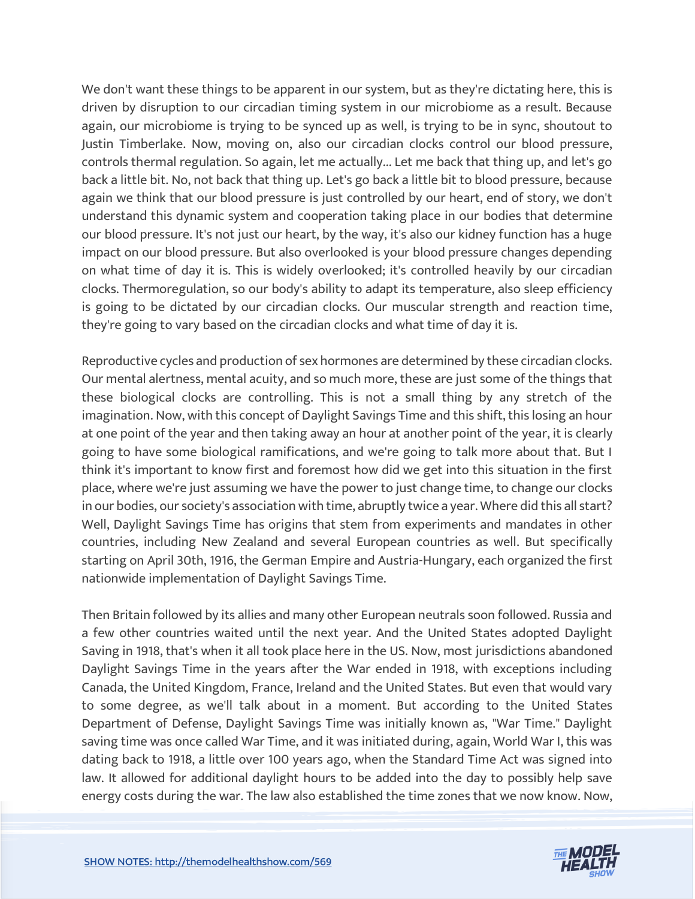We don't want these things to be apparent in our system, but as they're dictating here, this is driven by disruption to our circadian timing system in our microbiome as a result. Because again, our microbiome is trying to be synced up as well, is trying to be in sync, shoutout to Justin Timberlake. Now, moving on, also our circadian clocks control our blood pressure, controls thermal regulation. So again, let me actually... Let me back that thing up, and let's go back a little bit. No, not back that thing up. Let's go back a little bit to blood pressure, because again we think that our blood pressure is just controlled by our heart, end of story, we don't understand this dynamic system and cooperation taking place in our bodies that determine our blood pressure. It's not just our heart, by the way, it's also our kidney function has a huge impact on our blood pressure. But also overlooked is your blood pressure changes depending on what time of day it is. This is widely overlooked; it's controlled heavily by our circadian clocks. Thermoregulation, so our body's ability to adapt its temperature, also sleep efficiency is going to be dictated by our circadian clocks. Our muscular strength and reaction time, they're going to vary based on the circadian clocks and what time of day it is.

Reproductive cycles and production of sex hormones are determined by these circadian clocks. Our mental alertness, mental acuity, and so much more, these are just some of the things that these biological clocks are controlling. This is not a small thing by any stretch of the imagination. Now, with this concept of Daylight Savings Time and this shift, this losing an hour at one point of the year and then taking away an hour at another point of the year, it is clearly going to have some biological ramifications, and we're going to talk more about that. But I think it's important to know first and foremost how did we get into this situation in the first place, where we're just assuming we have the power to just change time, to change our clocks in our bodies, our society's association with time, abruptly twice a year. Where did this all start? Well, Daylight Savings Time has origins that stem from experiments and mandates in other countries, including New Zealand and several European countries as well. But specifically starting on April 30th, 1916, the German Empire and Austria-Hungary, each organized the first nationwide implementation of Daylight Savings Time.

Then Britain followed by its allies and many other European neutrals soon followed. Russia and a few other countries waited until the next year. And the United States adopted Daylight Saving in 1918, that's when it all took place here in the US. Now, most jurisdictions abandoned Daylight Savings Time in the years after the War ended in 1918, with exceptions including Canada, the United Kingdom, France, Ireland and the United States. But even that would vary to some degree, as we'll talk about in a moment. But according to the United States Department of Defense, Daylight Savings Time was initially known as, "War Time." Daylight saving time was once called War Time, and it was initiated during, again, World War I, this was dating back to 1918, a little over 100 years ago, when the Standard Time Act was signed into law. It allowed for additional daylight hours to be added into the day to possibly help save energy costs during the war. The law also established the time zones that we now know. Now,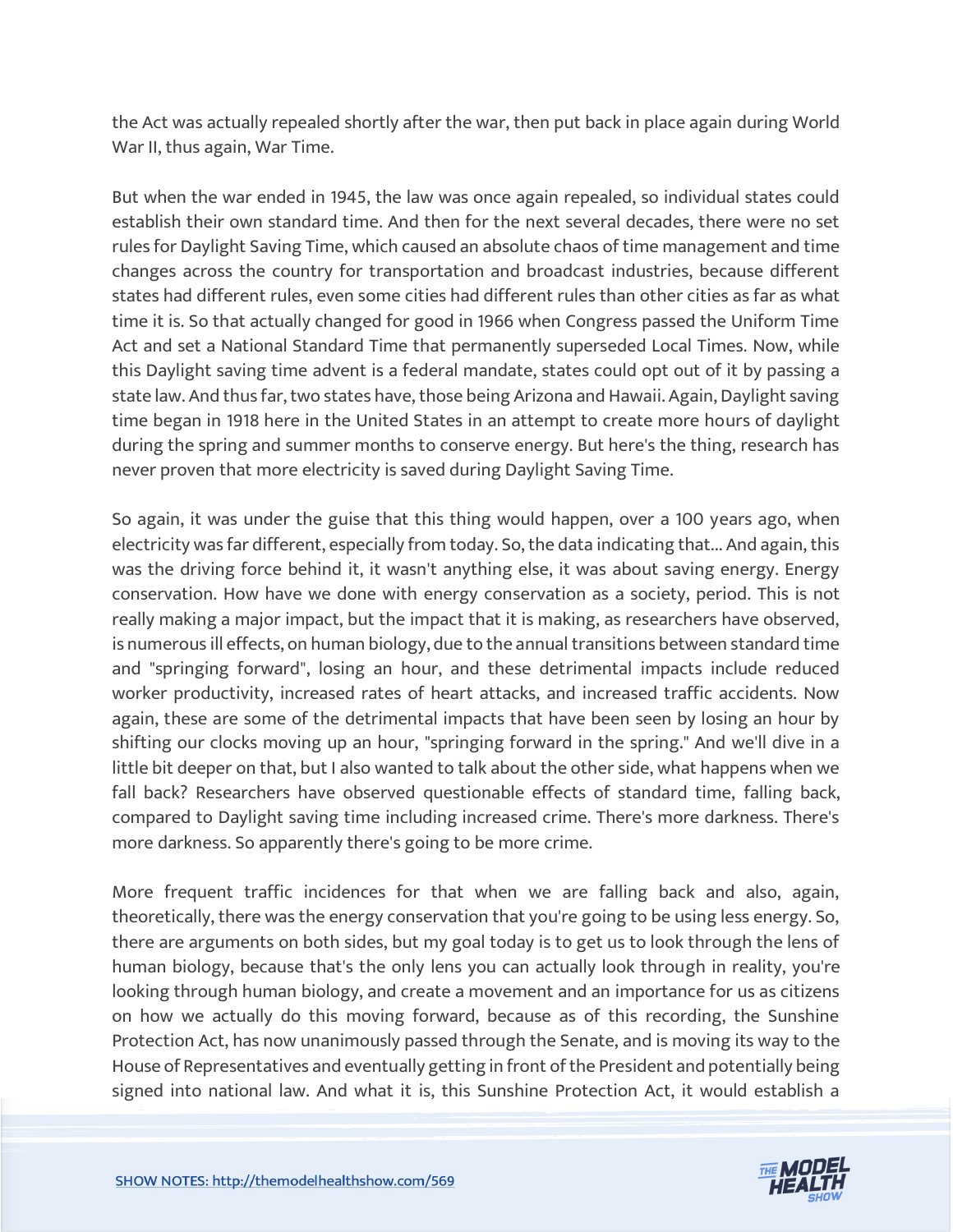the Act was actually repealed shortly after the war, then put back in place again during World War II, thus again, War Time.

But when the war ended in 1945, the law was once again repealed, so individual states could establish their own standard time. And then for the next several decades, there were no set rules for Daylight Saving Time, which caused an absolute chaos of time management and time changes across the country for transportation and broadcast industries, because different states had different rules, even some cities had different rules than other cities as far as what time it is. So that actually changed for good in 1966 when Congress passed the Uniform Time Act and set a National Standard Time that permanently superseded Local Times. Now, while this Daylight saving time advent is a federal mandate, states could opt out of it by passing a state law. And thus far, two states have, those being Arizona and Hawaii. Again, Daylight saving time began in 1918 here in the United States in an attempt to create more hours of daylight during the spring and summer months to conserve energy. But here's the thing, research has never proven that more electricity is saved during Daylight Saving Time.

So again, it was under the guise that this thing would happen, over a 100 years ago, when electricity was far different, especially from today. So, the data indicating that... And again, this was the driving force behind it, it wasn't anything else, it was about saving energy. Energy conservation. How have we done with energy conservation as a society, period. This is not really making a major impact, but the impact that it is making, as researchers have observed, is numerous ill effects, on human biology, due to the annual transitions between standard time and "springing forward", losing an hour, and these detrimental impacts include reduced worker productivity, increased rates of heart attacks, and increased traffic accidents. Now again, these are some of the detrimental impacts that have been seen by losing an hour by shifting our clocks moving up an hour, "springing forward in the spring." And we'll dive in a little bit deeper on that, but I also wanted to talk about the other side, what happens when we fall back? Researchers have observed questionable effects of standard time, falling back, compared to Daylight saving time including increased crime. There's more darkness. There's more darkness. So apparently there's going to be more crime.

More frequent traffic incidences for that when we are falling back and also, again, theoretically, there was the energy conservation that you're going to be using less energy. So, there are arguments on both sides, but my goal today is to get us to look through the lens of human biology, because that's the only lens you can actually look through in reality, you're looking through human biology, and create a movement and an importance for us as citizens on how we actually do this moving forward, because as of this recording, the Sunshine Protection Act, has now unanimously passed through the Senate, and is moving its way to the House of Representatives and eventually getting in front of the President and potentially being signed into national law. And what it is, this Sunshine Protection Act, it would establish a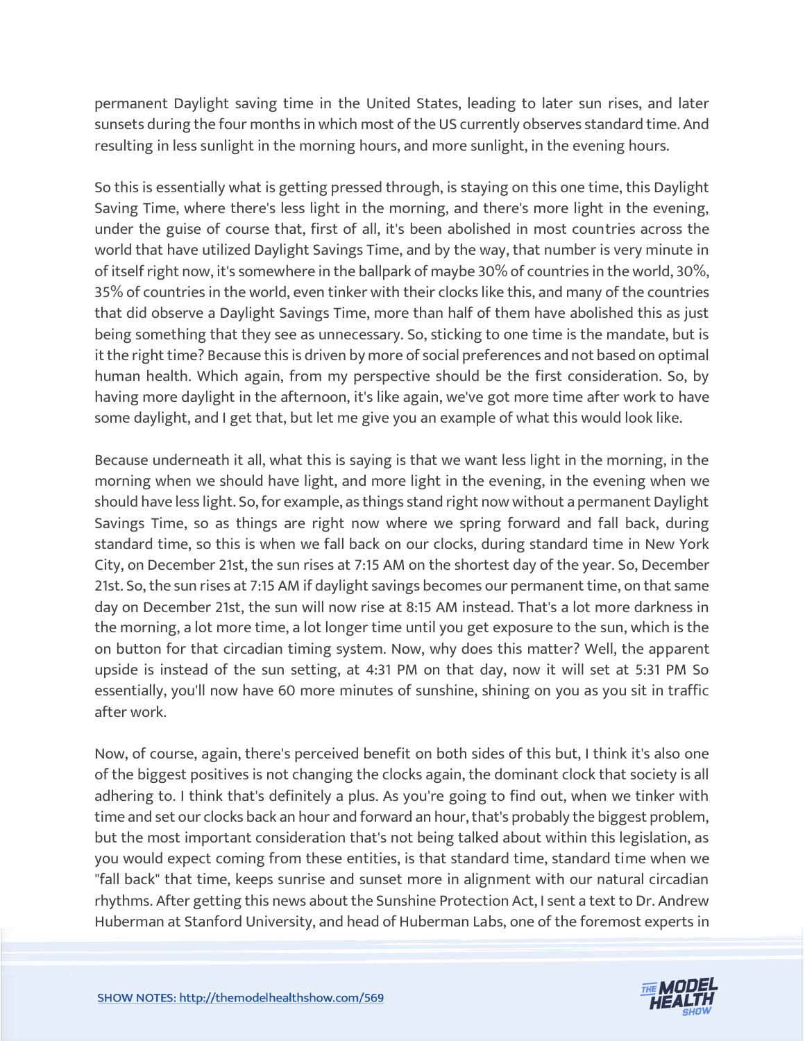permanent Daylight saving time in the United States, leading to later sun rises, and later sunsets during the four months in which most of the US currently observes standard time. And resulting in less sunlight in the morning hours, and more sunlight, in the evening hours.

So this is essentially what is getting pressed through, is staying on this one time, this Daylight Saving Time, where there's less light in the morning, and there's more light in the evening, under the guise of course that, first of all, it's been abolished in most countries across the world that have utilized Daylight Savings Time, and by the way, that number is very minute in of itself right now, it's somewhere in the ballpark of maybe 30% of countries in the world, 30%, 35% of countries in the world, even tinker with their clocks like this, and many of the countries that did observe a Daylight Savings Time, more than half of them have abolished this as just being something that they see as unnecessary. So, sticking to one time is the mandate, but is it the right time? Because this is driven by more of social preferences and not based on optimal human health. Which again, from my perspective should be the first consideration. So, by having more daylight in the afternoon, it's like again, we've got more time after work to have some daylight, and I get that, but let me give you an example of what this would look like.

Because underneath it all, what this is saying is that we want less light in the morning, in the morning when we should have light, and more light in the evening, in the evening when we should have less light. So, for example, as things stand right now without a permanent Daylight Savings Time, so as things are right now where we spring forward and fall back, during standard time, so this is when we fall back on our clocks, during standard time in New York City, on December 21st, the sun rises at 7:15 AM on the shortest day of the year. So, December 21st. So, the sun rises at 7:15 AM if daylight savings becomes our permanent time, on that same day on December 21st, the sun will now rise at 8:15 AM instead. That's a lot more darkness in the morning, a lot more time, a lot longer time until you get exposure to the sun, which is the on button for that circadian timing system. Now, why does this matter? Well, the apparent upside is instead of the sun setting, at 4:31 PM on that day, now it will set at 5:31 PM So essentially, you'll now have 60 more minutes of sunshine, shining on you as you sit in traffic after work.

Now, of course, again, there's perceived benefit on both sides of this but, I think it's also one of the biggest positives is not changing the clocks again, the dominant clock that society is all adhering to. I think that's definitely a plus. As you're going to find out, when we tinker with time and set our clocks back an hour and forward an hour, that's probably the biggest problem, but the most important consideration that's not being talked about within this legislation, as you would expect coming from these entities, is that standard time, standard time when we "fall back" that time, keeps sunrise and sunset more in alignment with our natural circadian rhythms. After getting this news about the Sunshine Protection Act, I sent a text to Dr. Andrew Huberman at Stanford University, and head of Huberman Labs, one of the foremost experts in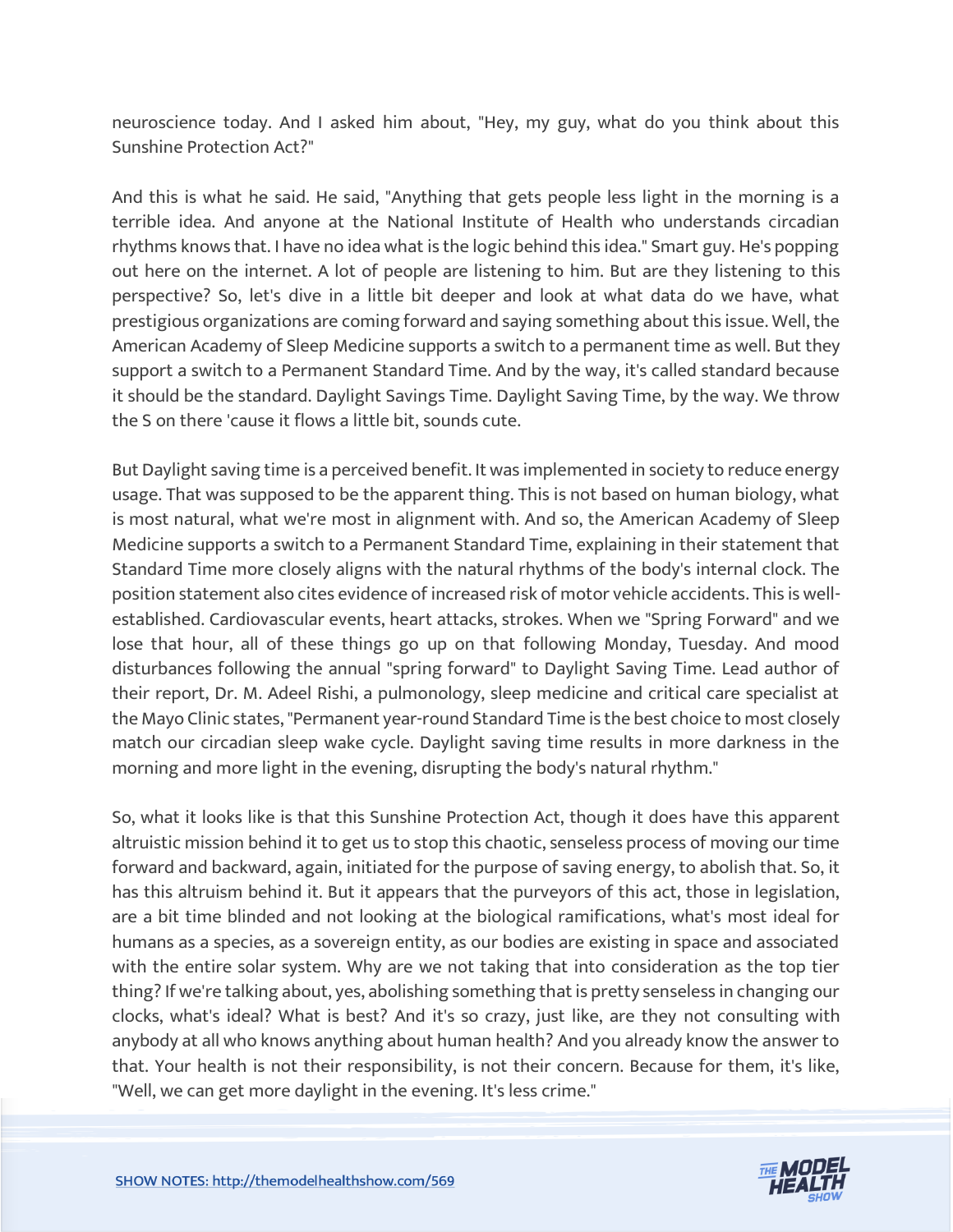neuroscience today. And I asked him about, "Hey, my guy, what do you think about this Sunshine Protection Act?"

And this is what he said. He said, "Anything that gets people less light in the morning is a terrible idea. And anyone at the National Institute of Health who understands circadian rhythms knows that. I have no idea what is the logic behind this idea." Smart guy. He's popping out here on the internet. A lot of people are listening to him. But are they listening to this perspective? So, let's dive in a little bit deeper and look at what data do we have, what prestigious organizations are coming forward and saying something about this issue. Well, the American Academy of Sleep Medicine supports a switch to a permanent time as well. But they support a switch to a Permanent Standard Time. And by the way, it's called standard because it should be the standard. Daylight Savings Time. Daylight Saving Time, by the way. We throw the S on there 'cause it flows a little bit, sounds cute.

But Daylight saving time is a perceived benefit. It was implemented in society to reduce energy usage. That was supposed to be the apparent thing. This is not based on human biology, what is most natural, what we're most in alignment with. And so, the American Academy of Sleep Medicine supports a switch to a Permanent Standard Time, explaining in their statement that Standard Time more closely aligns with the natural rhythms of the body's internal clock. The position statement also cites evidence of increased risk of motor vehicle accidents. This is well-established. Cardiovascular events, heart attacks, strokes. When we "Spring Forward" and we lose that hour, all of these things go up on that following Monday, Tuesday. And mood disturbances following the annual "spring forward" to Daylight Saving Time. Lead author of their report, Dr. M. Adeel Rishi, a pulmonology, sleep medicine and critical care specialist at the Mayo Clinic states, "Permanent year-round Standard Time is the best choice to most closely match our circadian sleep wake cycle. Daylight saving time results in more darkness in the morning and more light in the evening, disrupting the body's natural rhythm."

So, what it looks like is that this Sunshine Protection Act, though it does have this apparent altruistic mission behind it to get us to stop this chaotic, senseless process of moving our time forward and backward, again, initiated for the purpose of saving energy, to abolish that. So, it has this altruism behind it. But it appears that the purveyors of this act, those in legislation, are a bit time blinded and not looking at the biological ramifications, what's most ideal for humans as a species, as a sovereign entity, as our bodies are existing in space and associated with the entire solar system. Why are we not taking that into consideration as the top tier thing? If we're talking about, yes, abolishing something that is pretty senseless in changing our clocks, what's ideal? What is best? And it's so crazy, just like, are they not consulting with anybody at all who knows anything about human health? And you already know the answer to that. Your health is not their responsibility, is not their concern. Because for them, it's like, "Well, we can get more daylight in the evening. It's less crime."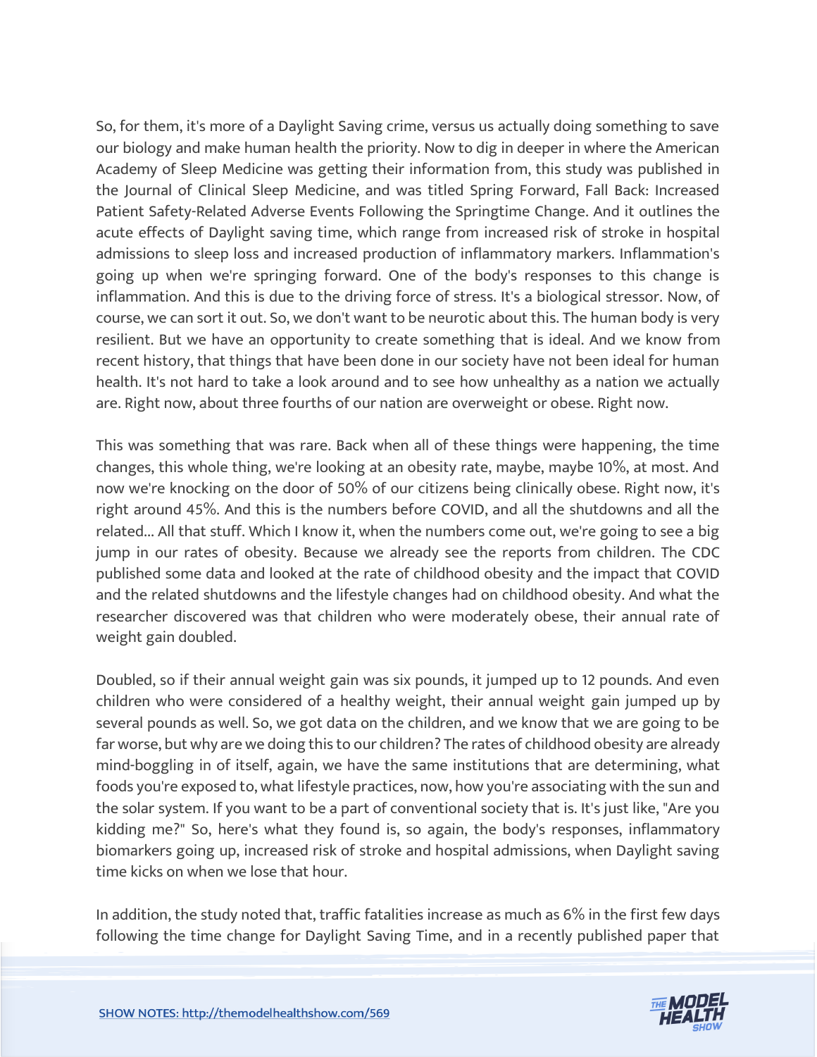So, for them, it's more of a Daylight Saving crime, versus us actually doing something to save our biology and make human health the priority. Now to dig in deeper in where the American Academy of Sleep Medicine was getting their information from, this study was published in the Journal of Clinical Sleep Medicine, and was titled Spring Forward, Fall Back: Increased Patient Safety-Related Adverse Events Following the Springtime Change. And it outlines the acute effects of Daylight saving time, which range from increased risk of stroke in hospital admissions to sleep loss and increased production of inflammatory markers. Inflammation's going up when we're springing forward. One of the body's responses to this change is inflammation. And this is due to the driving force of stress. It's a biological stressor. Now, of course, we can sort it out. So, we don't want to be neurotic about this. The human body is very resilient. But we have an opportunity to create something that is ideal. And we know from recent history, that things that have been done in our society have not been ideal for human health. It's not hard to take a look around and to see how unhealthy as a nation we actually are. Right now, about three fourths of our nation are overweight or obese. Right now.

This was something that was rare. Back when all of these things were happening, the time changes, this whole thing, we're looking at an obesity rate, maybe, maybe 10%, at most. And now we're knocking on the door of 50% of our citizens being clinically obese. Right now, it's right around 45%. And this is the numbers before COVID, and all the shutdowns and all the related... All that stuff. Which I know it, when the numbers come out, we're going to see a big jump in our rates of obesity. Because we already see the reports from children. The CDC published some data and looked at the rate of childhood obesity and the impact that COVID and the related shutdowns and the lifestyle changes had on childhood obesity. And what the researcher discovered was that children who were moderately obese, their annual rate of weight gain doubled.

Doubled, so if their annual weight gain was six pounds, it jumped up to 12 pounds. And even children who were considered of a healthy weight, their annual weight gain jumped up by several pounds as well. So, we got data on the children, and we know that we are going to be far worse, but why are we doing this to our children? The rates of childhood obesity are already mind-boggling in of itself, again, we have the same institutions that are determining, what foods you're exposed to, what lifestyle practices, now, how you're associating with the sun and the solar system. If you want to be a part of conventional society that is. It's just like, "Are you kidding me?" So, here's what they found is, so again, the body's responses, inflammatory biomarkers going up, increased risk of stroke and hospital admissions, when Daylight saving time kicks on when we lose that hour.

In addition, the study noted that, traffic fatalities increase as much as 6% in the first few days following the time change for Daylight Saving Time, and in a recently published paper that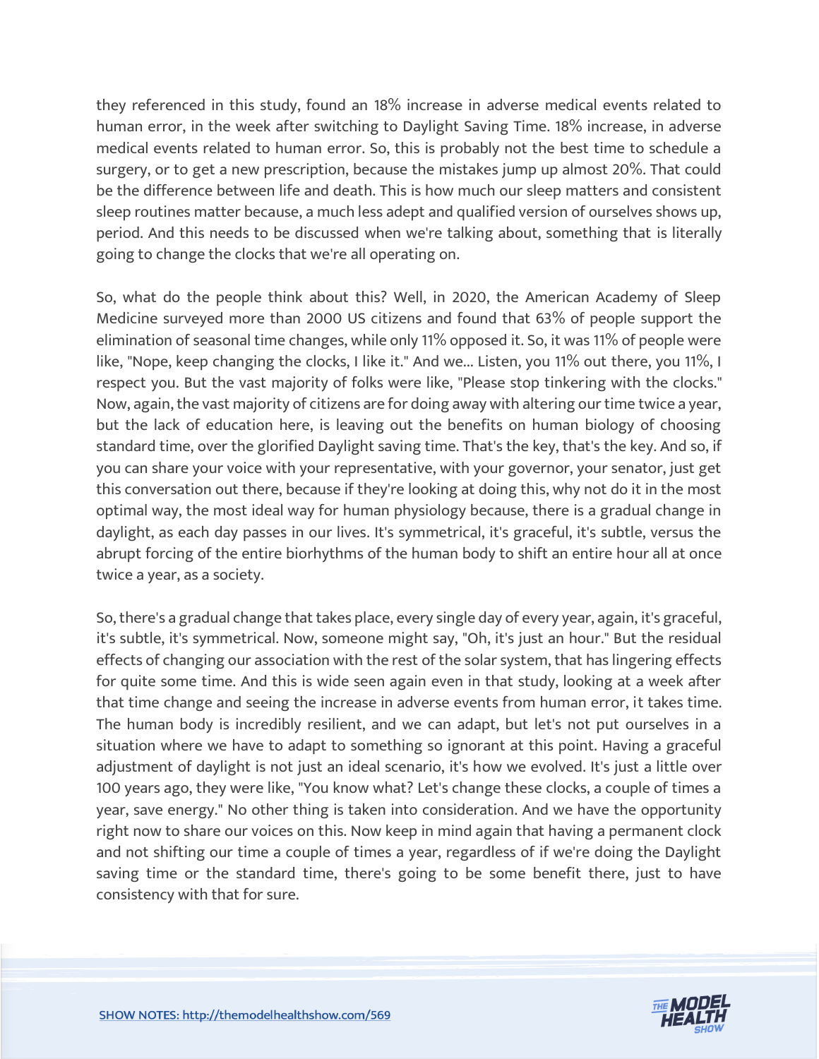they referenced in this study, found an 18% increase in adverse medical events related to human error, in the week after switching to Daylight Saving Time. 18% increase, in adverse medical events related to human error. So, this is probably not the best time to schedule a surgery, or to get a new prescription, because the mistakes jump up almost 20%. That could be the difference between life and death. This is how much our sleep matters and consistent sleep routines matter because, a much less adept and qualified version of ourselves shows up, period. And this needs to be discussed when we're talking about, something that is literally going to change the clocks that we're all operating on.

So, what do the people think about this? Well, in 2020, the American Academy of Sleep Medicine surveyed more than 2000 US citizens and found that 63% of people support the elimination of seasonal time changes, while only 11% opposed it. So, it was 11% of people were like, "Nope, keep changing the clocks, I like it." And we... Listen, you 11% out there, you 11%, I respect you. But the vast majority of folks were like, "Please stop tinkering with the clocks." Now, again, the vast majority of citizens are for doing away with altering our time twice a year, but the lack of education here, is leaving out the benefits on human biology of choosing standard time, over the glorified Daylight saving time. That's the key, that's the key. And so, if you can share your voice with your representative, with your governor, your senator, just get this conversation out there, because if they're looking at doing this, why not do it in the most optimal way, the most ideal way for human physiology because, there is a gradual change in daylight, as each day passes in our lives. It's symmetrical, it's graceful, it's subtle, versus the abrupt forcing of the entire biorhythms of the human body to shift an entire hour all at once twice a year, as a society.

So, there's a gradual change that takes place, every single day of every year, again, it's graceful, it's subtle, it's symmetrical. Now, someone might say, "Oh, it's just an hour." But the residual effects of changing our association with the rest of the solar system, that has lingering effects for quite some time. And this is wide seen again even in that study, looking at a week after that time change and seeing the increase in adverse events from human error, it takes time. The human body is incredibly resilient, and we can adapt, but let's not put ourselves in a situation where we have to adapt to something so ignorant at this point. Having a graceful adjustment of daylight is not just an ideal scenario, it's how we evolved. It's just a little over 100 years ago, they were like, "You know what? Let's change these clocks, a couple of times a year, save energy." No other thing is taken into consideration. And we have the opportunity right now to share our voices on this. Now keep in mind again that having a permanent clock and not shifting our time a couple of times a year, regardless of if we're doing the Daylight saving time or the standard time, there's going to be some benefit there, just to have consistency with that for sure.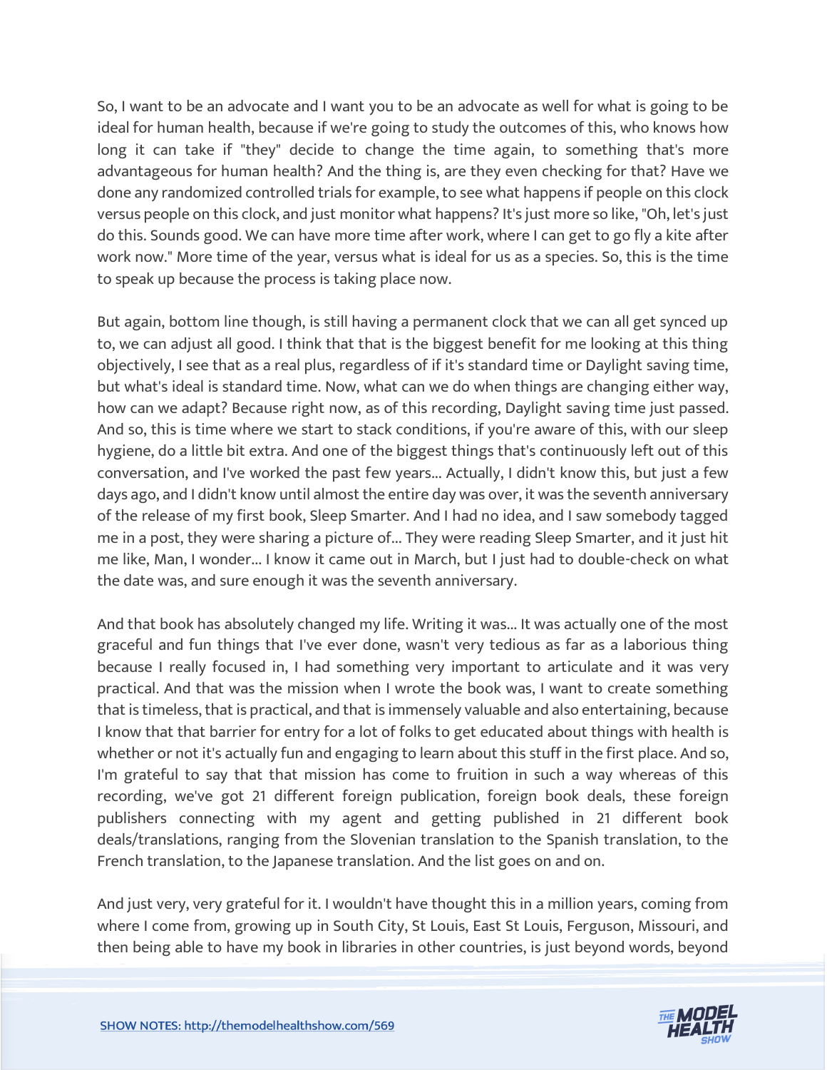So, I want to be an advocate and I want you to be an advocate as well for what is going to be ideal for human health, because if we're going to study the outcomes of this, who knows how long it can take if "they" decide to change the time again, to something that's more advantageous for human health? And the thing is, are they even checking for that? Have we done any randomized controlled trials for example, to see what happens if people on this clock versus people on this clock, and just monitor what happens? It's just more so like, "Oh, let's just do this. Sounds good. We can have more time after work, where I can get to go fly a kite after work now." More time of the year, versus what is ideal for us as a species. So, this is the time to speak up because the process is taking place now.

But again, bottom line though, is still having a permanent clock that we can all get synced up to, we can adjust all good. I think that that is the biggest benefit for me looking at this thing objectively, I see that as a real plus, regardless of if it's standard time or Daylight saving time, but what's ideal is standard time. Now, what can we do when things are changing either way, how can we adapt? Because right now, as of this recording, Daylight saving time just passed. And so, this is time where we start to stack conditions, if you're aware of this, with our sleep hygiene, do a little bit extra. And one of the biggest things that's continuously left out of this conversation, and I've worked the past few years... Actually, I didn't know this, but just a few days ago, and I didn't know until almost the entire day was over, it was the seventh anniversary of the release of my first book, Sleep Smarter. And I had no idea, and I saw somebody tagged me in a post, they were sharing a picture of... They were reading Sleep Smarter, and it just hit me like, Man, I wonder... I know it came out in March, but I just had to double-check on what the date was, and sure enough it was the seventh anniversary.

And that book has absolutely changed my life. Writing it was... It was actually one of the most graceful and fun things that I've ever done, wasn't very tedious as far as a laborious thing because I really focused in, I had something very important to articulate and it was very practical. And that was the mission when I wrote the book was, I want to create something that is timeless, that is practical, and that is immensely valuable and also entertaining, because I know that that barrier for entry for a lot of folks to get educated about things with health is whether or not it's actually fun and engaging to learn about this stuff in the first place. And so, I'm grateful to say that that mission has come to fruition in such a way whereas of this recording, we've got 21 different foreign publication, foreign book deals, these foreign publishers connecting with my agent and getting published in 21 different book deals/translations, ranging from the Slovenian translation to the Spanish translation, to the French translation, to the Japanese translation. And the list goes on and on.

And just very, very grateful for it. I wouldn't have thought this in a million years, coming from where I come from, growing up in South City, St Louis, East St Louis, Ferguson, Missouri, and then being able to have my book in libraries in other countries, is just beyond words, beyond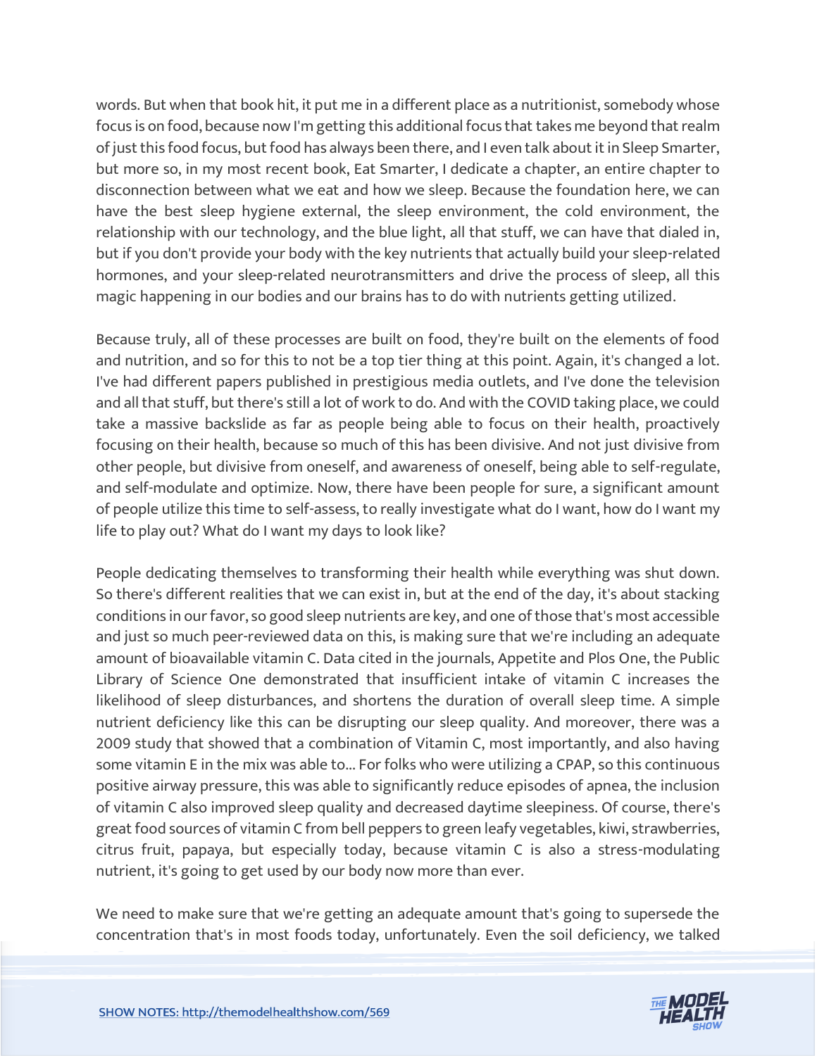words. But when that book hit, it put me in a different place as a nutritionist, somebody whose focus is on food, because now I'm getting this additional focus that takes me beyond that realm of just this food focus, but food has always been there, and I even talk about it in Sleep Smarter, but more so, in my most recent book, Eat Smarter, I dedicate a chapter, an entire chapter to disconnection between what we eat and how we sleep. Because the foundation here, we can have the best sleep hygiene external, the sleep environment, the cold environment, the relationship with our technology, and the blue light, all that stuff, we can have that dialed in, but if you don't provide your body with the key nutrients that actually build your sleep-related hormones, and your sleep-related neurotransmitters and drive the process of sleep, all this magic happening in our bodies and our brains has to do with nutrients getting utilized.

Because truly, all of these processes are built on food, they're built on the elements of food and nutrition, and so for this to not be a top tier thing at this point. Again, it's changed a lot. I've had different papers published in prestigious media outlets, and I've done the television and all that stuff, but there's still a lot of work to do. And with the COVID taking place, we could take a massive backslide as far as people being able to focus on their health, proactively focusing on their health, because so much of this has been divisive. And not just divisive from other people, but divisive from oneself, and awareness of oneself, being able to self-regulate, and self-modulate and optimize. Now, there have been people for sure, a significant amount of people utilize this time to self-assess, to really investigate what do I want, how do I want my life to play out? What do I want my days to look like?

People dedicating themselves to transforming their health while everything was shut down. So there's different realities that we can exist in, but at the end of the day, it's about stacking conditions in our favor, so good sleep nutrients are key, and one of those that's most accessible and just so much peer-reviewed data on this, is making sure that we're including an adequate amount of bioavailable vitamin C. Data cited in the journals, Appetite and Plos One, the Public Library of Science One demonstrated that insufficient intake of vitamin C increases the likelihood of sleep disturbances, and shortens the duration of overall sleep time. A simple nutrient deficiency like this can be disrupting our sleep quality. And moreover, there was a 2009 study that showed that a combination of Vitamin C, most importantly, and also having some vitamin E in the mix was able to... For folks who were utilizing a CPAP, so this continuous positive airway pressure, this was able to significantly reduce episodes of apnea, the inclusion of vitamin C also improved sleep quality and decreased daytime sleepiness. Of course, there's great food sources of vitamin C from bell peppers to green leafy vegetables, kiwi, strawberries, citrus fruit, papaya, but especially today, because vitamin C is also a stress-modulating nutrient, it's going to get used by our body now more than ever.

We need to make sure that we're getting an adequate amount that's going to supersede the concentration that's in most foods today, unfortunately. Even the soil deficiency, we talked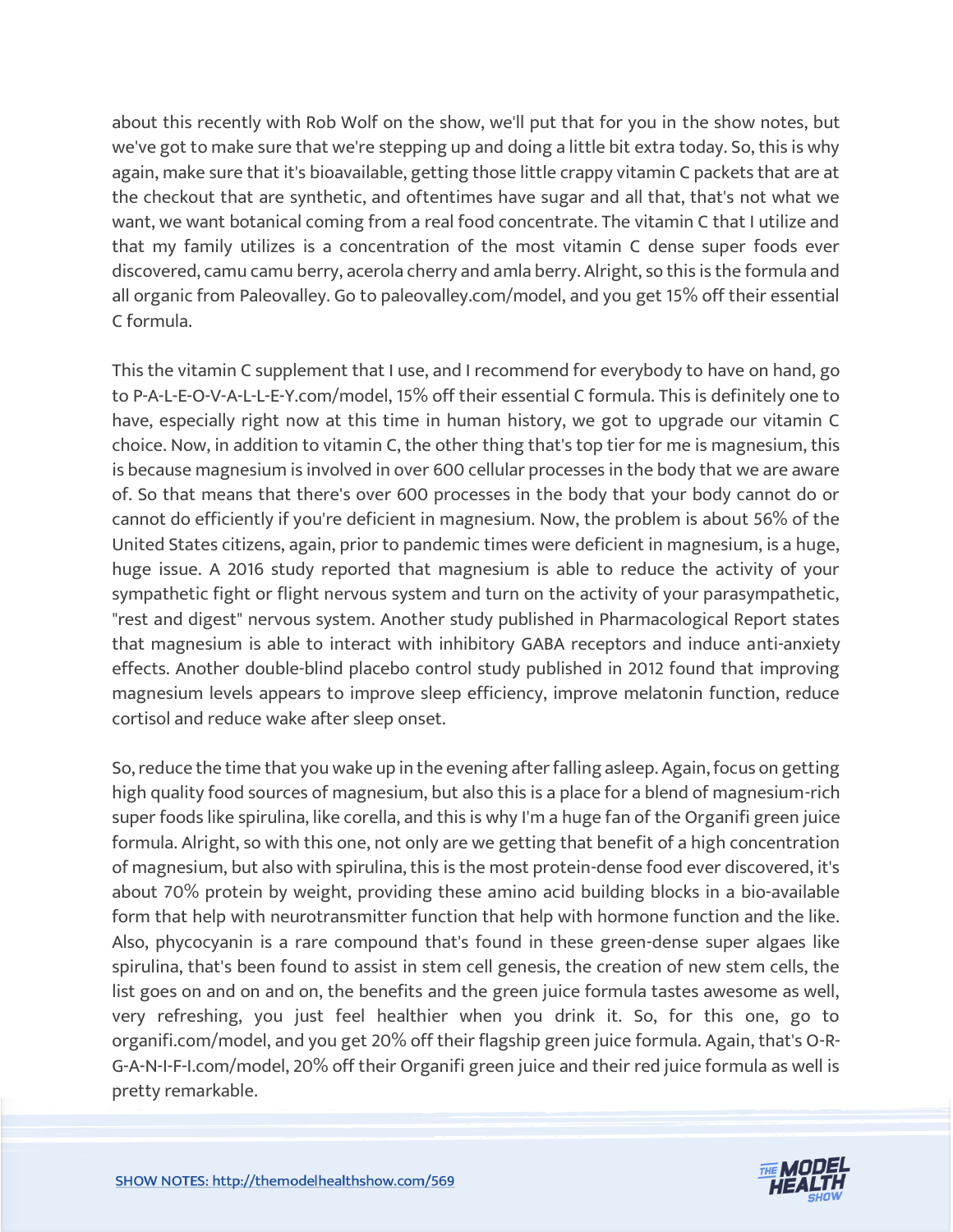about this recently with Rob Wolf on the show, we'll put that for you in the show notes, but we've got to make sure that we're stepping up and doing a little bit extra today. So, this is why again, make sure that it's bioavailable, getting those little crappy vitamin C packets that are at the checkout that are synthetic, and oftentimes have sugar and all that, that's not what we want, we want botanical coming from a real food concentrate. The vitamin C that I utilize and that my family utilizes is a concentration of the most vitamin C dense super foods ever discovered, camu camu berry, acerola cherry and amla berry. Alright, so this is the formula and all organic from Paleovalley. Go to paleovalley.com/model, and you get 15% off their essential C formula.

This the vitamin C supplement that I use, and I recommend for everybody to have on hand, go to P-A-L-E-O-V-A-L-L-E-Y.com/model, 15% off their essential C formula. This is definitely one to have, especially right now at this time in human history, we got to upgrade our vitamin C choice. Now, in addition to vitamin C, the other thing that's top tier for me is magnesium, this is because magnesium is involved in over 600 cellular processes in the body that we are aware of. So that means that there's over 600 processes in the body that your body cannot do or cannot do efficiently if you're deficient in magnesium. Now, the problem is about 56% of the United States citizens, again, prior to pandemic times were deficient in magnesium, is a huge, huge issue. A 2016 study reported that magnesium is able to reduce the activity of your sympathetic fight or flight nervous system and turn on the activity of your parasympathetic, "rest and digest" nervous system. Another study published in Pharmacological Report states that magnesium is able to interact with inhibitory GABA receptors and induce anti-anxiety effects. Another double-blind placebo control study published in 2012 found that improving magnesium levels appears to improve sleep efficiency, improve melatonin function, reduce cortisol and reduce wake after sleep onset.

So, reduce the time that you wake up in the evening after falling asleep. Again, focus on getting high quality food sources of magnesium, but also this is a place for a blend of magnesium-rich super foods like spirulina, like corella, and this is why I'm a huge fan of the Organifi green juice formula. Alright, so with this one, not only are we getting that benefit of a high concentration of magnesium, but also with spirulina, this is the most protein-dense food ever discovered, it's about 70% protein by weight, providing these amino acid building blocks in a bio-available form that help with neurotransmitter function that help with hormone function and the like. Also, phycocyanin is a rare compound that's found in these green-dense super algaes like spirulina, that's been found to assist in stem cell genesis, the creation of new stem cells, the list goes on and on and on, the benefits and the green juice formula tastes awesome as well, very refreshing, you just feel healthier when you drink it. So, for this one, go to organifi.com/model, and you get 20% off their flagship green juice formula. Again, that's O-R-G-A-N-I-F-I.com/model, 20% off their Organifi green juice and their red juice formula as well is pretty remarkable.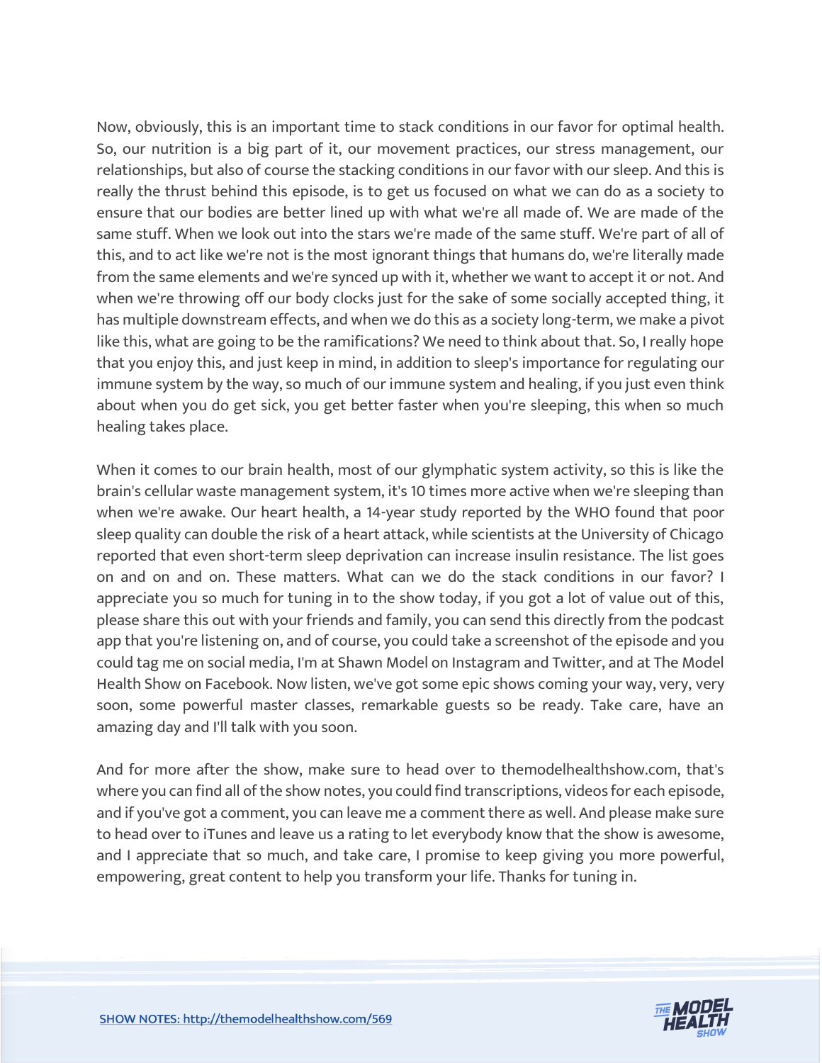Now, obviously, this is an important time to stack conditions in our favor for optimal health. So, our nutrition is a big part of it, our movement practices, our stress management, our relationships, but also of course the stacking conditions in our favor with our sleep. And this is really the thrust behind this episode, is to get us focused on what we can do as a society to ensure that our bodies are better lined up with what we're all made of. We are made of the same stuff. When we look out into the stars we're made of the same stuff. We're part of all of this, and to act like we're not is the most ignorant things that humans do, we're literally made from the same elements and we're synced up with it, whether we want to accept it or not. And when we're throwing off our body clocks just for the sake of some socially accepted thing, it has multiple downstream effects, and when we do this as a society long-term, we make a pivot like this, what are going to be the ramifications? We need to think about that. So, I really hope that you enjoy this, and just keep in mind, in addition to sleep's importance for regulating our immune system by the way, so much of our immune system and healing, if you just even think about when you do get sick, you get better faster when you're sleeping, this when so much healing takes place.

When it comes to our brain health, most of our glymphatic system activity, so this is like the brain's cellular waste management system, it's 10 times more active when we're sleeping than when we're awake. Our heart health, a 14-year study reported by the WHO found that poor sleep quality can double the risk of a heart attack, while scientists at the University of Chicago reported that even short-term sleep deprivation can increase insulin resistance. The list goes on and on and on. These matters. What can we do the stack conditions in our favor? I appreciate you so much for tuning in to the show today, if you got a lot of value out of this, please share this out with your friends and family, you can send this directly from the podcast app that you're listening on, and of course, you could take a screenshot of the episode and you could tag me on social media, I'm at Shawn Model on Instagram and Twitter, and at The Model Health Show on Facebook. Now listen, we've got some epic shows coming your way, very, very soon, some powerful master classes, remarkable guests so be ready. Take care, have an amazing day and I'll talk with you soon.

And for more after the show, make sure to head over to themodelhealthshow.com, that's where you can find all of the show notes, you could find transcriptions, videos for each episode, and if you've got a comment, you can leave me a comment there as well. And please make sure to head over to iTunes and leave us a rating to let everybody know that the show is awesome, and I appreciate that so much, and take care, I promise to keep giving you more powerful, empowering, great content to help you transform your life. Thanks for tuning in.